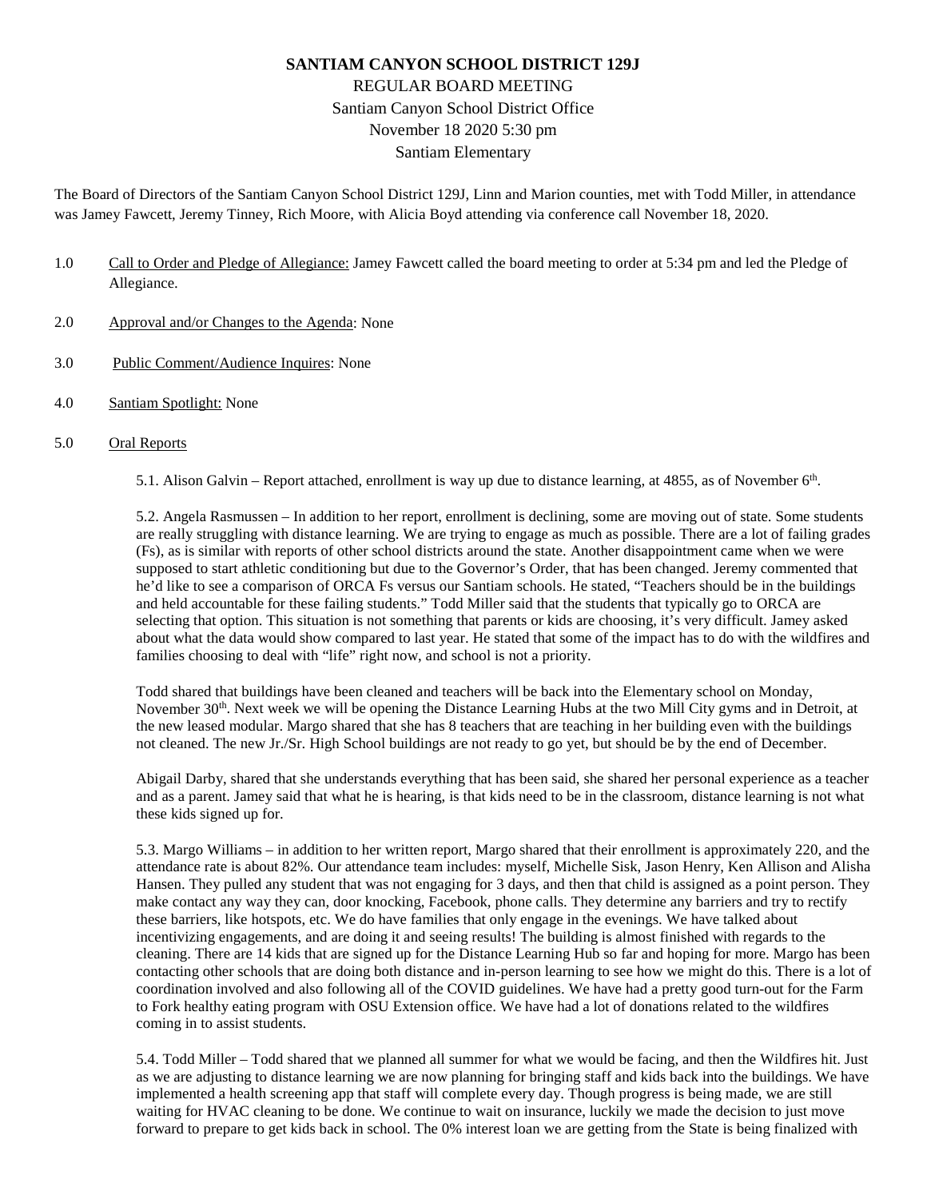# SANTIAM CANYON SCHOOL DISTRICT 129J

REGULAR BOARD MEETING

Santiam Canyon School District Office

November 18 2020 5:30 pm

Santiam Elementary

The Board of Directors of the Santiam Canyon School District 129J, Linn and Marion counties, met with Todd Miller, in attendance was Jamey Fawcett, Jeremy Tinney, Rich Moore, with Alicia Boyd attending via conference call November 18, 2020.

1.0 Call to Order and Pledge of Allegiance: Jamey Fawcett called the board meeting to order at 5:34 pm and led the Pledge of Allegiance.

2.0 Approval and/or Changes to the Agenda: None

3.0 Public Comment/Audience Inquires: None

4.0 Santiam Spotlight: None

5.0 Oral Reports

5.1. Alison Galvin – Report attached, enrollment is way up due to distance learning, at 4855, as of November 6th.

5.2. Angela Rasmussen – In addition to her report, enrollment is declining, some are moving out of state. Some students are really struggling with distance learning. We are trying to engage as much as possible. There are a lot of failing grades (Fs), as is similar with reports of other school districts around the state. Another disappointment came when we were supposed to start athletic conditioning but due to the Governor's Order, that has been changed. Jeremy commented that he'd like to see a comparison of ORCA Fs versus our Santiam schools. He stated, "Teachers should be in the buildings and held accountable for these failing students." Todd Miller said that the students that typically go to ORCA are selecting that option. This situation is not something that parents or kids are choosing, it's very difficult. Jamey asked about what the data would show compared to last year. He stated that some of the impact has to do with the wildfires and families choosing to deal with "life" right now, and school is not a priority.

Todd shared that buildings have been cleaned and teachers will be back into the Elementary school on Monday, November 30th. Next week we will be opening the Distance Learning Hubs at the two Mill City gyms and in Detroit, at the new leased modular. Margo shared that she has 8 teachers that are teaching in her building even with the buildings not cleaned. The new Jr./Sr. High School buildings are not ready to go yet, but should be by the end of December.

Abigail Darby, shared that she understands everything that has been said, she shared her personal experience as a teacher and as a parent. Jamey said that what he is hearing, is that kids need to be in the classroom, distance learning is not what these kids signed up for.

5.3. Margo Williams – in addition to her written report, Margo shared that their enrollment is approximately 220, and the attendance rate is about 82%. Our attendance team includes: myself, Michelle Sisk, Jason Henry, Ken Allison and Alisha Hansen. They pulled any student that was not engaging for 3 days, and then that child is assigned as a point person. They make contact any way they can, door knocking, Facebook, phone calls. They determine any barriers and try to rectify these barriers, like hotspots, etc. We do have families that only engage in the evenings. We have talked about incentivizing engagements, and are doing it and seeing results! The building is almost finished with regards to the cleaning. There are 14 kids that are signed up for the Distance Learning Hub so far and hoping for more. Margo has been contacting other schools that are doing both distance and in-person learning to see how we might do this. There is a lot of coordination involved and also following all of the COVID guidelines. We have had a pretty good turn-out for the Farm to Fork healthy eating program with OSU Extension office. We have had a lot of donations related to the wildfires coming in to assist students.

5.4. Todd Miller – Todd shared that we planned all summer for what we would be facing, and then the Wildfires hit. Just as we are adjusting to distance learning we are now planning for bringing staff and kids back into the buildings. We have implemented a health screening app that staff will complete every day. Though progress is being made, we are still waiting for HVAC cleaning to be done. We continue to wait on insurance, luckily we made the decision to just move forward to prepare to get kids back in school. The 0% interest loan we are getting from the State is being finalized with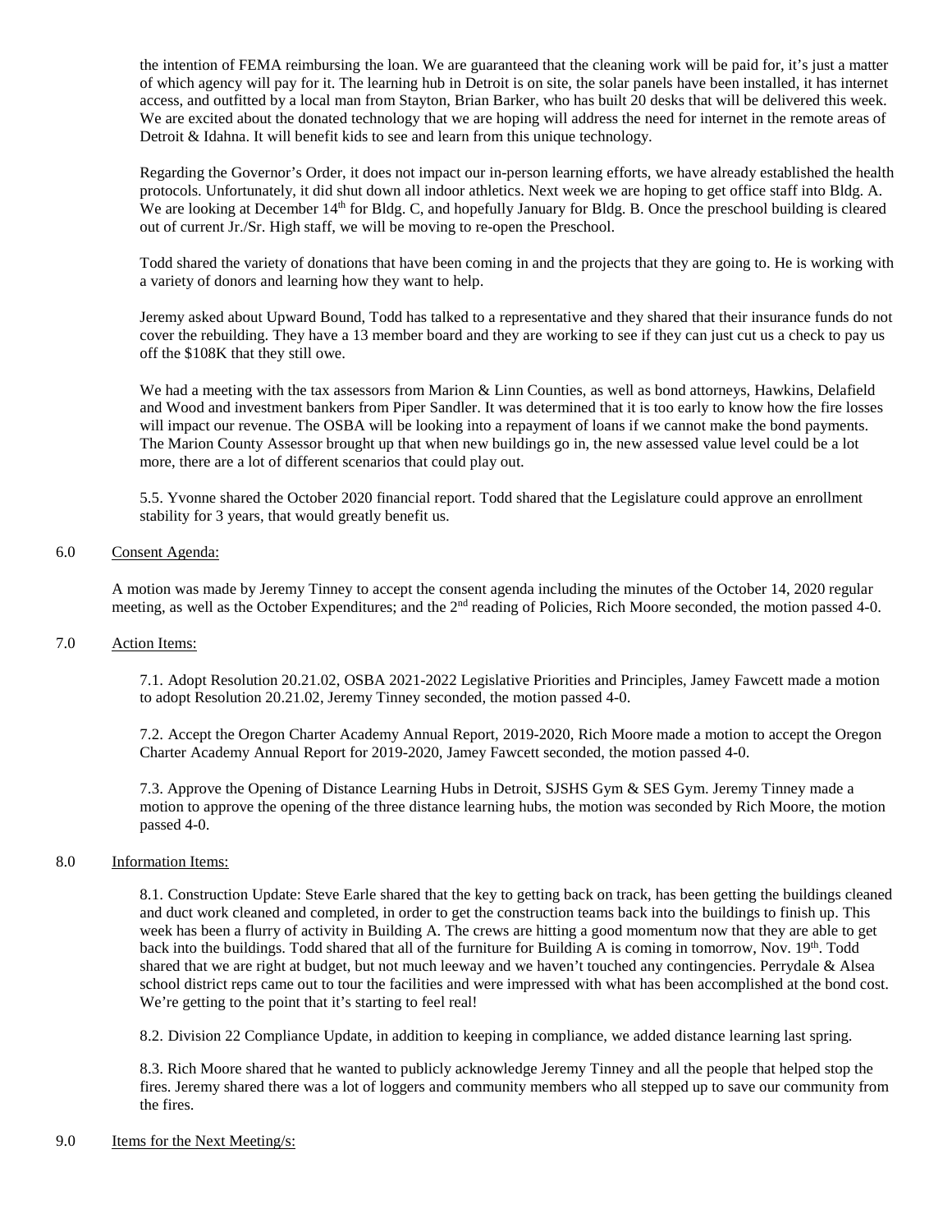the intention of FEMA reimbursing the loan. We are guaranteed that the cleaning work will be paid for, it's just a matter of which agency will pay for it. The learning hub in Detroit is on site, the solar panels have been installed, it has internet access, and outfitted by a local man from Stayton, Brian Barker, who has built 20 desks that will be delivered this week. We are excited about the donated technology that we are hoping will address the need for internet in the remote areas of Detroit & Idahna. It will benefit kids to see and learn from this unique technology.

Regarding the Governor's Order, it does not impact our in-person learning efforts, we have already established the health protocols. Unfortunately, it did shut down all indoor athletics. Next week we are hoping to get office staff into Bldg. A. We are looking at December 14th for Bldg. C, and hopefully January for Bldg. B. Once the preschool building is cleared out of current Jr./Sr. High staff, we will be moving to re-open the Preschool.

Todd shared the variety of donations that have been coming in and the projects that they are going to. He is working with a variety of donors and learning how they want to help.

Jeremy asked about Upward Bound, Todd has talked to a representative and they shared that their insurance funds do not cover the rebuilding. They have a 13 member board and they are working to see if they can just cut us a check to pay us off the $108K that they still owe.

We had a meeting with the tax assessors from Marion & Linn Counties, as well as bond attorneys, Hawkins, Delafield and Wood and investment bankers from Piper Sandler. It was determined that it is too early to know how the fire losses will impact our revenue. The OSBA will be looking into a repayment of loans if we cannot make the bond payments. The Marion County Assessor brought up that when new buildings go in, the new assessed value level could be a lot more, there are a lot of different scenarios that could play out.

5.5. Yvonne shared the October 2020 financial report. Todd shared that the Legislature could approve an enrollment stability for 3 years, that would greatly benefit us.

## 6.0 Consent Agenda:

A motion was made by Jeremy Tinney to accept the consent agenda including the minutes of the October 14, 2020 regular meeting, as well as the October Expenditures; and the 2nd reading of Policies, Rich Moore seconded, the motion passed 4-0.

## 7.0 Action Items:

7.1. Adopt Resolution 20.21.02, OSBA 2021-2022 Legislative Priorities and Principles, Jamey Fawcett made a motion to adopt Resolution 20.21.02, Jeremy Tinney seconded, the motion passed 4-0.

7.2. Accept the Oregon Charter Academy Annual Report, 2019-2020, Rich Moore made a motion to accept the Oregon Charter Academy Annual Report for 2019-2020, Jamey Fawcett seconded, the motion passed 4-0.

7.3. Approve the Opening of Distance Learning Hubs in Detroit, SJSHS Gym & SES Gym. Jeremy Tinney made a motion to approve the opening of the three distance learning hubs, the motion was seconded by Rich Moore, the motion passed 4-0.

## 8.0 Information Items:

8.1. Construction Update: Steve Earle shared that the key to getting back on track, has been getting the buildings cleaned and duct work cleaned and completed, in order to get the construction teams back into the buildings to finish up. This week has been a flurry of activity in Building A. The crews are hitting a good momentum now that they are able to get back into the buildings. Todd shared that all of the furniture for Building A is coming in tomorrow, Nov. 19th. Todd shared that we are right at budget, but not much leeway and we haven't touched any contingencies. Perrydale & Alsea school district reps came out to tour the facilities and were impressed with what has been accomplished at the bond cost. We're getting to the point that it's starting to feel real!

8.2. Division 22 Compliance Update, in addition to keeping in compliance, we added distance learning last spring.

8.3. Rich Moore shared that he wanted to publicly acknowledge Jeremy Tinney and all the people that helped stop the fires. Jeremy shared there was a lot of loggers and community members who all stepped up to save our community from the fires.

## 9.0 Items for the Next Meeting/s: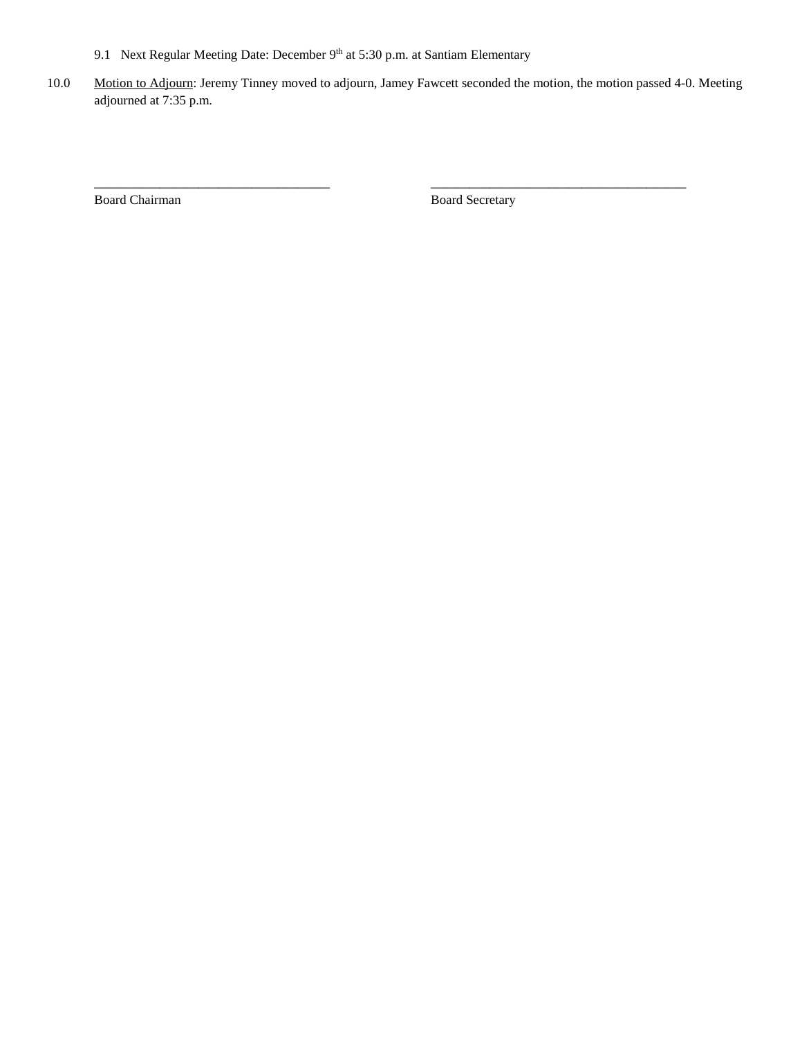9.1 Next Regular Meeting Date: December 9th at 5:30 p.m. at Santiam Elementary

10.0 Motion to Adjourn: Jeremy Tinney moved to adjourn, Jamey Fawcett seconded the motion, the motion passed 4-0. Meeting adjourned at 7:35 p.m.

| | |
|---|---|
| ____________________________________ | ________________________________________ |
| Board Chairman | Board Secretary |